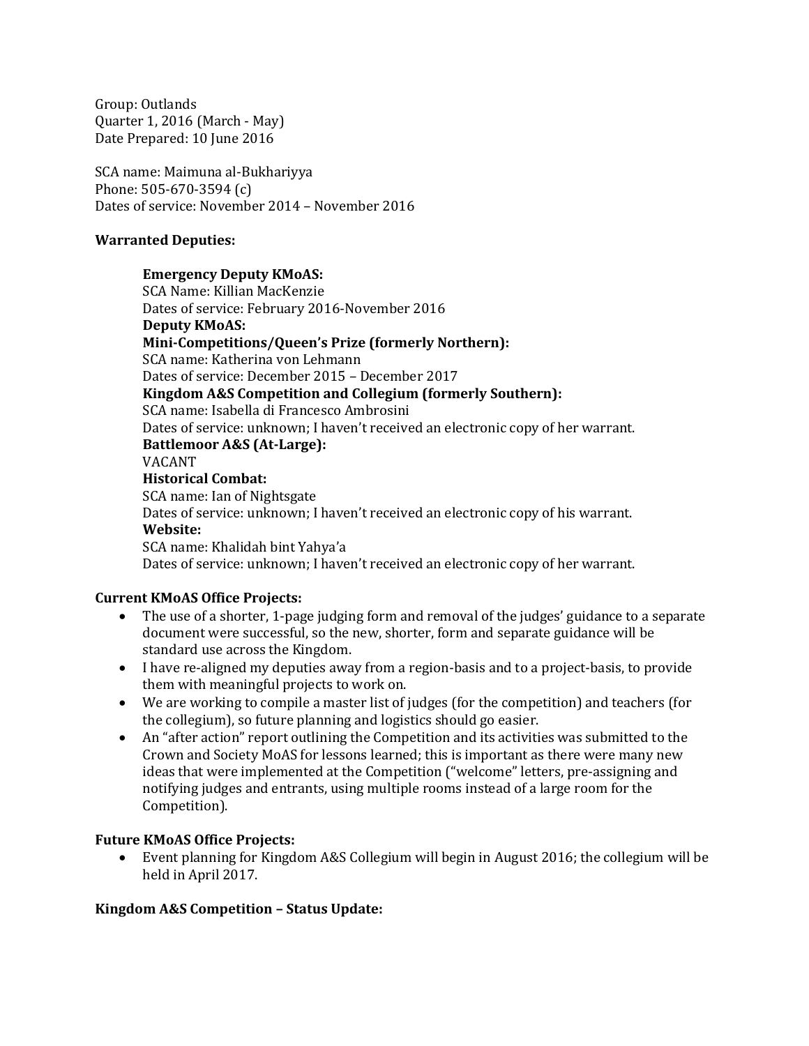Group: Outlands
Quarter 1, 2016 (March - May)
Date Prepared: 10 June 2016

SCA name: Maimuna al-Bukhariyya
Phone: 505-670-3594 (c)
Dates of service: November 2014 – November 2016

**Warranted Deputies:**

> **Emergency Deputy KMoAS:**
> SCA Name: Killian MacKenzie
> Dates of service: February 2016-November 2016
> **Deputy KMoAS:**
> **Mini-Competitions/Queen's Prize (formerly Northern):**
> SCA name: Katherina von Lehmann
> Dates of service: December 2015 – December 2017
> **Kingdom A&S Competition and Collegium (formerly Southern):**
> SCA name: Isabella di Francesco Ambrosini
> Dates of service: unknown; I haven't received an electronic copy of her warrant.
> **Battlemoor A&S (At-Large):**
> VACANT
> **Historical Combat:**
> SCA name: Ian of Nightsgate
> Dates of service: unknown; I haven't received an electronic copy of his warrant.
> **Website:**
> SCA name: Khalidah bint Yahya'a
> Dates of service: unknown; I haven't received an electronic copy of her warrant.

**Current KMoAS Office Projects:**

- The use of a shorter, 1-page judging form and removal of the judges' guidance to a separate document were successful, so the new, shorter, form and separate guidance will be standard use across the Kingdom.
- I have re-aligned my deputies away from a region-basis and to a project-basis, to provide them with meaningful projects to work on.
- We are working to compile a master list of judges (for the competition) and teachers (for the collegium), so future planning and logistics should go easier.
- An "after action" report outlining the Competition and its activities was submitted to the Crown and Society MoAS for lessons learned; this is important as there were many new ideas that were implemented at the Competition ("welcome" letters, pre-assigning and notifying judges and entrants, using multiple rooms instead of a large room for the Competition).

**Future KMoAS Office Projects:**

- Event planning for Kingdom A&S Collegium will begin in August 2016; the collegium will be held in April 2017.

**Kingdom A&S Competition – Status Update:**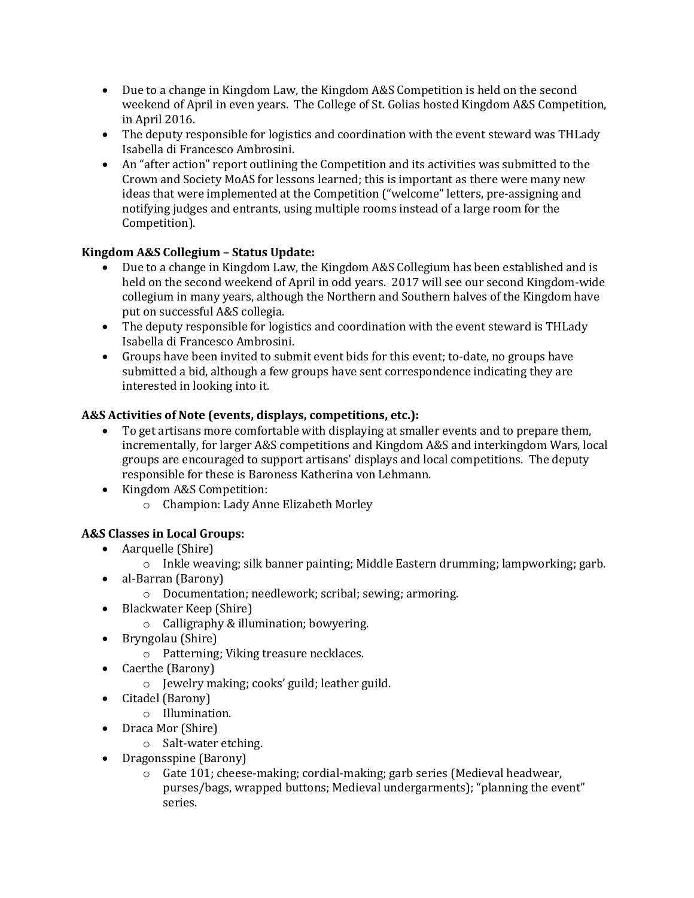- Due to a change in Kingdom Law, the Kingdom A&S Competition is held on the second weekend of April in even years. The College of St. Golias hosted Kingdom A&S Competition, in April 2016.
- The deputy responsible for logistics and coordination with the event steward was THLady Isabella di Francesco Ambrosini.
- An "after action" report outlining the Competition and its activities was submitted to the Crown and Society MoAS for lessons learned; this is important as there were many new ideas that were implemented at the Competition ("welcome" letters, pre-assigning and notifying judges and entrants, using multiple rooms instead of a large room for the Competition).

**Kingdom A&S Collegium – Status Update:**

- Due to a change in Kingdom Law, the Kingdom A&S Collegium has been established and is held on the second weekend of April in odd years. 2017 will see our second Kingdom-wide collegium in many years, although the Northern and Southern halves of the Kingdom have put on successful A&S collegia.
- The deputy responsible for logistics and coordination with the event steward is THLady Isabella di Francesco Ambrosini.
- Groups have been invited to submit event bids for this event; to-date, no groups have submitted a bid, although a few groups have sent correspondence indicating they are interested in looking into it.

**A&S Activities of Note (events, displays, competitions, etc.):**

- To get artisans more comfortable with displaying at smaller events and to prepare them, incrementally, for larger A&S competitions and Kingdom A&S and interkingdom Wars, local groups are encouraged to support artisans' displays and local competitions. The deputy responsible for these is Baroness Katherina von Lehmann.
- Kingdom A&S Competition:
  - Champion: Lady Anne Elizabeth Morley

**A&S Classes in Local Groups:**

- Aarquelle (Shire)
  - Inkle weaving; silk banner painting; Middle Eastern drumming; lampworking; garb.
- al-Barran (Barony)
  - Documentation; needlework; scribal; sewing; armoring.
- Blackwater Keep (Shire)
  - Calligraphy & illumination; bowyering.
- Bryngolau (Shire)
  - Patterning; Viking treasure necklaces.
- Caerthe (Barony)
  - Jewelry making; cooks' guild; leather guild.
- Citadel (Barony)
  - Illumination.
- Draca Mor (Shire)
  - Salt-water etching.
- Dragonsspine (Barony)
  - Gate 101; cheese-making; cordial-making; garb series (Medieval headwear, purses/bags, wrapped buttons; Medieval undergarments); "planning the event" series.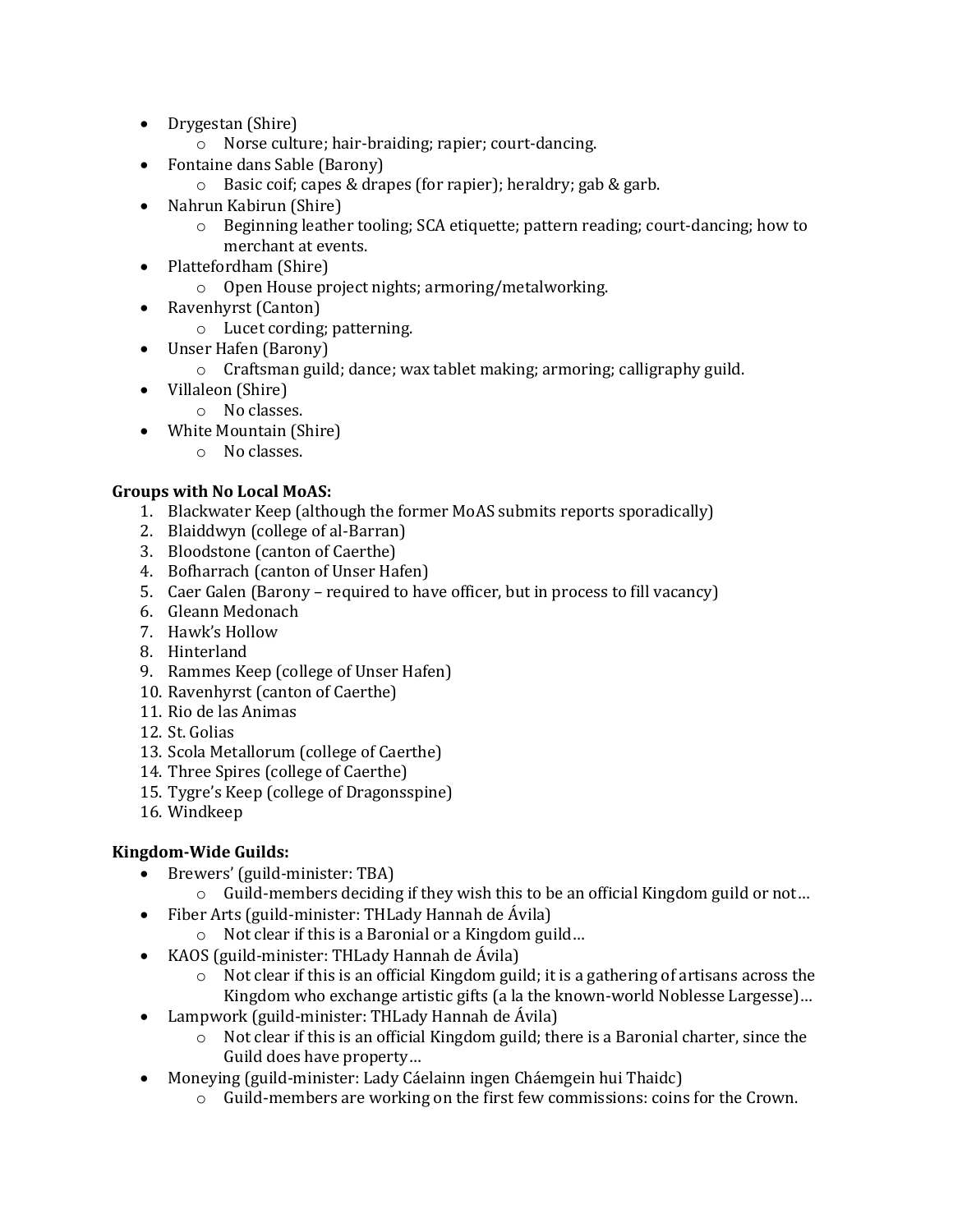- Drygestan (Shire)
    - Norse culture; hair-braiding; rapier; court-dancing.
- Fontaine dans Sable (Barony)
    - Basic coif; capes & drapes (for rapier); heraldry; gab & garb.
- Nahrun Kabirun (Shire)
    - Beginning leather tooling; SCA etiquette; pattern reading; court-dancing; how to merchant at events.
- Plattefordham (Shire)
    - Open House project nights; armoring/metalworking.
- Ravenhyrst (Canton)
    - Lucet cording; patterning.
- Unser Hafen (Barony)
    - Craftsman guild; dance; wax tablet making; armoring; calligraphy guild.
- Villaleon (Shire)
    - No classes.
- White Mountain (Shire)
    - No classes.

**Groups with No Local MoAS:**

1. Blackwater Keep (although the former MoAS submits reports sporadically)
2. Blaiddwyn (college of al-Barran)
3. Bloodstone (canton of Caerthe)
4. Bofharrach (canton of Unser Hafen)
5. Caer Galen (Barony – required to have officer, but in process to fill vacancy)
6. Gleann Medonach
7. Hawk's Hollow
8. Hinterland
9. Rammes Keep (college of Unser Hafen)
10. Ravenhyrst (canton of Caerthe)
11. Rio de las Animas
12. St. Golias
13. Scola Metallorum (college of Caerthe)
14. Three Spires (college of Caerthe)
15. Tygre's Keep (college of Dragonsspine)
16. Windkeep

**Kingdom-Wide Guilds:**

- Brewers' (guild-minister: TBA)
    - Guild-members deciding if they wish this to be an official Kingdom guild or not…
- Fiber Arts (guild-minister: THLady Hannah de Ávila)
    - Not clear if this is a Baronial or a Kingdom guild…
- KAOS (guild-minister: THLady Hannah de Ávila)
    - Not clear if this is an official Kingdom guild; it is a gathering of artisans across the Kingdom who exchange artistic gifts (a la the known-world Noblesse Largesse)…
- Lampwork (guild-minister: THLady Hannah de Ávila)
    - Not clear if this is an official Kingdom guild; there is a Baronial charter, since the Guild does have property…
- Moneying (guild-minister: Lady Cáelainn ingen Cháemgein hui Thaidc)
    - Guild-members are working on the first few commissions: coins for the Crown.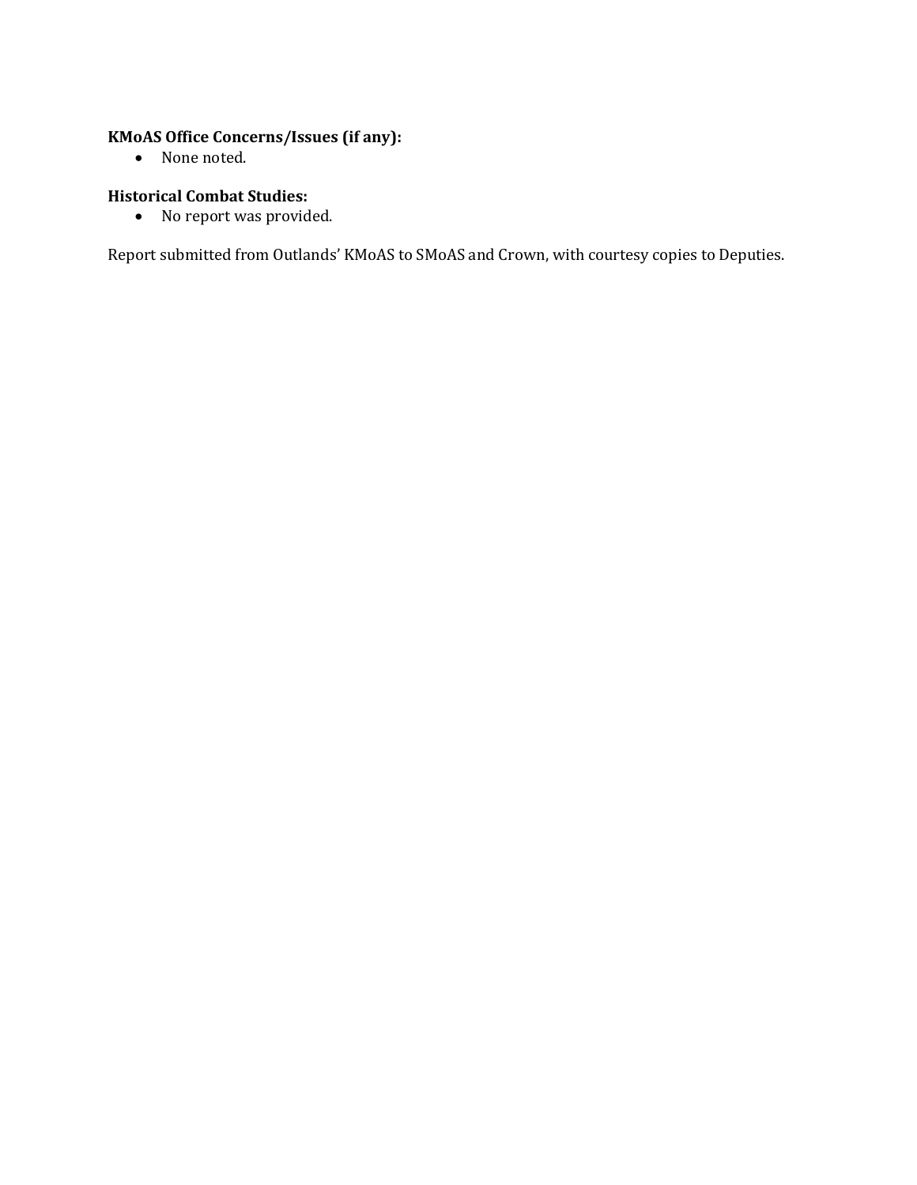**KMoAS Office Concerns/Issues (if any):**

- None noted.

**Historical Combat Studies:**

- No report was provided.

Report submitted from Outlands' KMoAS to SMoAS and Crown, with courtesy copies to Deputies.